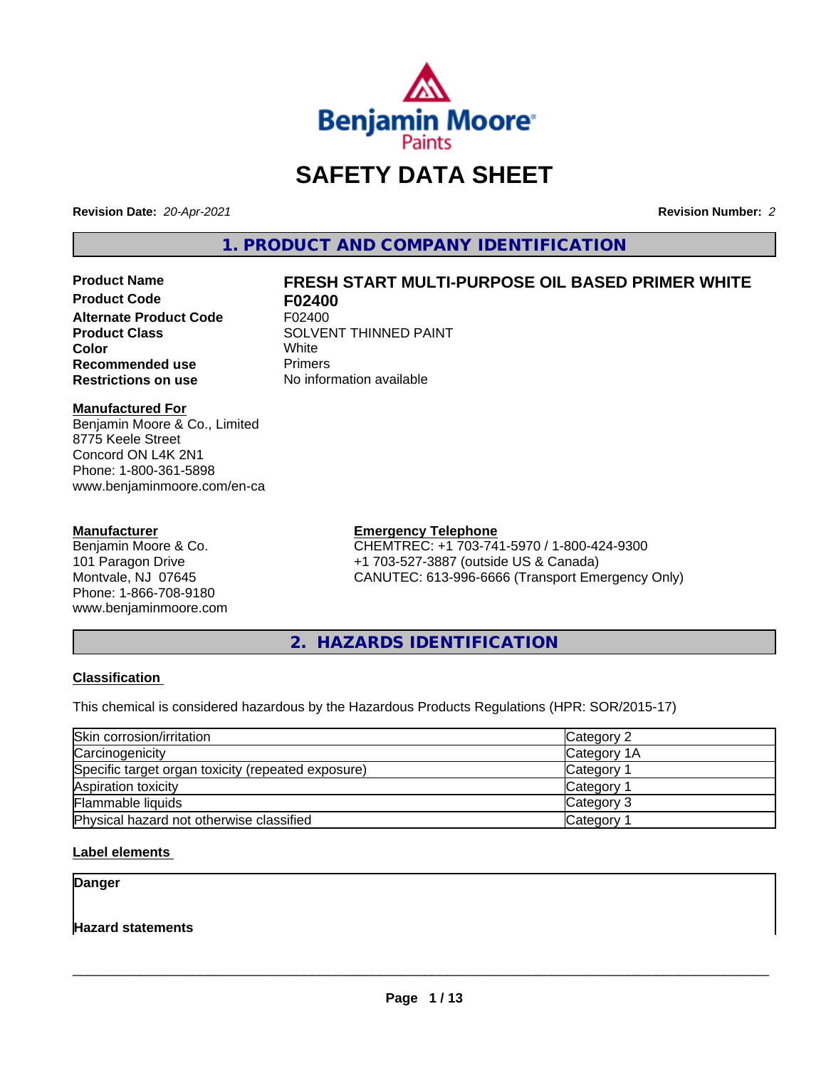# SAFETY DATA SHEET

**Revision Date:** *20-Apr-2021* **Revision Number:** *2*

## 1. PRODUCT AND COMPANY IDENTIFICATION

| | |
|---|---|
| **Product Name** | **FRESH START MULTI-PURPOSE OIL BASED PRIMER WHITE** |
| **Product Code** | **F02400** |
| **Alternate Product Code** | F02400 |
| **Product Class** | SOLVENT THINNED PAINT |
| **Color** | White |
| **Recommended use** | Primers |
| **Restrictions on use** | No information available |

**Manufactured For**
Benjamin Moore & Co., Limited
8775 Keele Street
Concord ON L4K 2N1
Phone: 1-800-361-5898
www.benjaminmoore.com/en-ca

**Manufacturer**
Benjamin Moore & Co.
101 Paragon Drive
Montvale, NJ 07645
Phone: 1-866-708-9180
www.benjaminmoore.com

**Emergency Telephone**
CHEMTREC: +1 703-741-5970 / 1-800-424-9300
+1 703-527-3887 (outside US & Canada)
CANUTEC: 613-996-6666 (Transport Emergency Only)

## 2. HAZARDS IDENTIFICATION

### Classification

This chemical is considered hazardous by the Hazardous Products Regulations (HPR: SOR/2015-17)

| | |
|---|---|
| Skin corrosion/irritation | Category 2 |
| Carcinogenicity | Category 1A |
| Specific target organ toxicity (repeated exposure) | Category 1 |
| Aspiration toxicity | Category 1 |
| Flammable liquids | Category 3 |
| Physical hazard not otherwise classified | Category 1 |

### Label elements

**Danger**

**Hazard statements**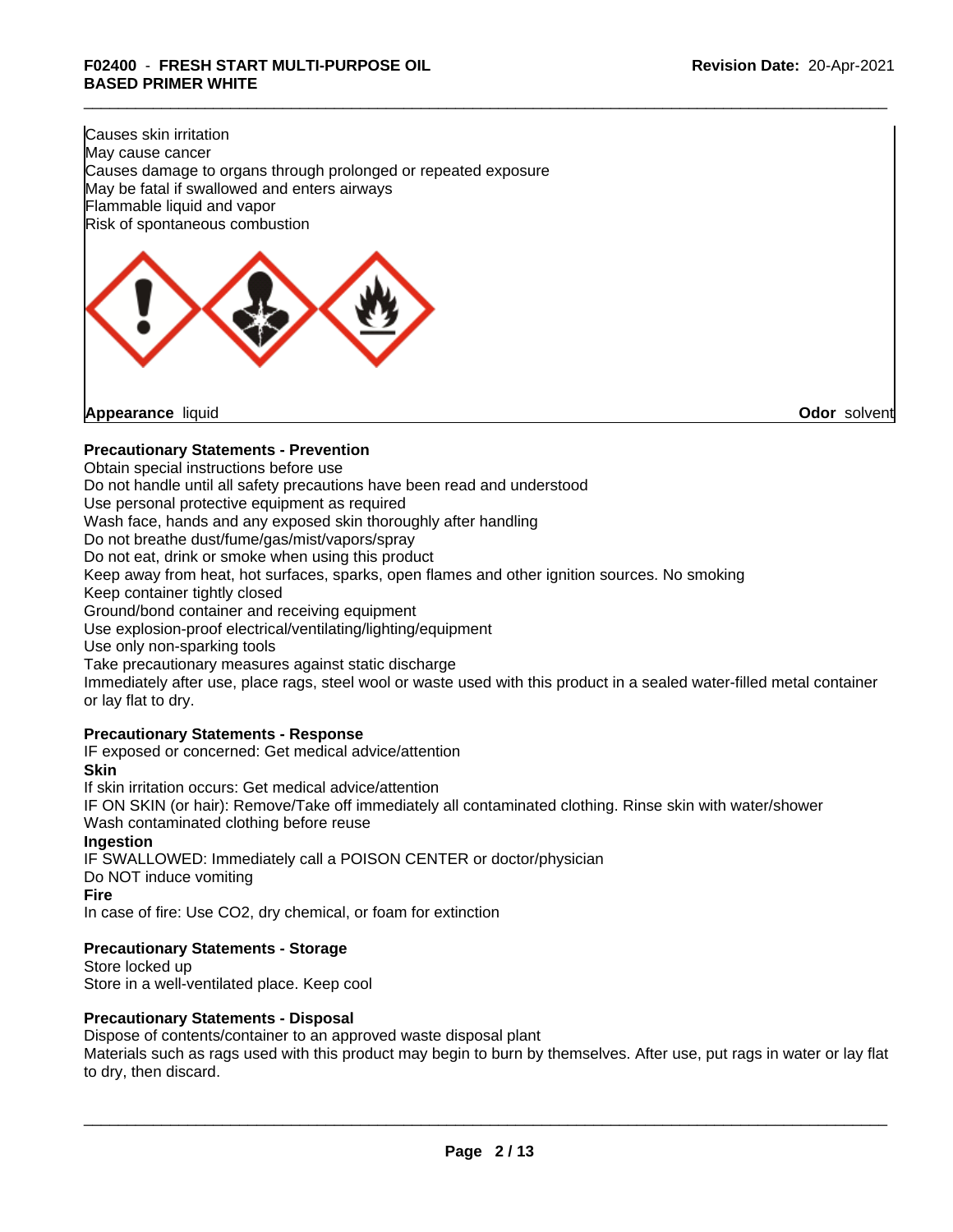Causes skin irritation
May cause cancer
Causes damage to organs through prolonged or repeated exposure
May be fatal if swallowed and enters airways
Flammable liquid and vapor
Risk of spontaneous combustion

**Appearance** liquid **Odor** solvent

**Precautionary Statements - Prevention**

Obtain special instructions before use
Do not handle until all safety precautions have been read and understood
Use personal protective equipment as required
Wash face, hands and any exposed skin thoroughly after handling
Do not breathe dust/fume/gas/mist/vapors/spray
Do not eat, drink or smoke when using this product
Keep away from heat, hot surfaces, sparks, open flames and other ignition sources. No smoking
Keep container tightly closed
Ground/bond container and receiving equipment
Use explosion-proof electrical/ventilating/lighting/equipment
Use only non-sparking tools
Take precautionary measures against static discharge
Immediately after use, place rags, steel wool or waste used with this product in a sealed water-filled metal container or lay flat to dry.

**Precautionary Statements - Response**

IF exposed or concerned: Get medical advice/attention

**Skin**

If skin irritation occurs: Get medical advice/attention
IF ON SKIN (or hair): Remove/Take off immediately all contaminated clothing. Rinse skin with water/shower
Wash contaminated clothing before reuse

**Ingestion**

IF SWALLOWED: Immediately call a POISON CENTER or doctor/physician
Do NOT induce vomiting

**Fire**

In case of fire: Use CO2, dry chemical, or foam for extinction

**Precautionary Statements - Storage**

Store locked up
Store in a well-ventilated place. Keep cool

**Precautionary Statements - Disposal**

Dispose of contents/container to an approved waste disposal plant
Materials such as rags used with this product may begin to burn by themselves. After use, put rags in water or lay flat to dry, then discard.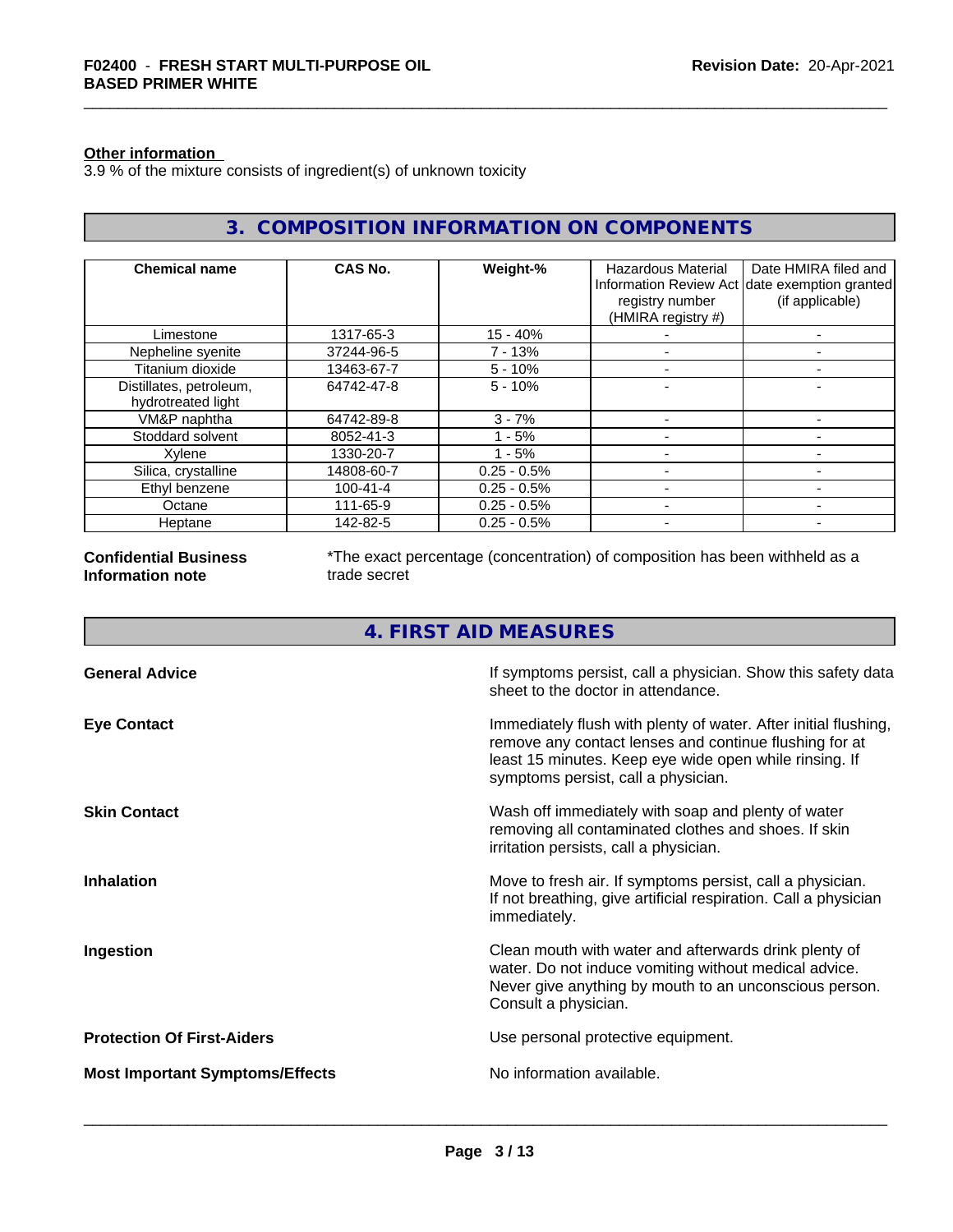**Other information**
3.9 % of the mixture consists of ingredient(s) of unknown toxicity

## 3. COMPOSITION INFORMATION ON COMPONENTS

| Chemical name | CAS No. | Weight-% | Hazardous Material Information Review Act registry number (HMIRA registry #) | Date HMIRA filed and date exemption granted (if applicable) |
|---|---|---|---|---|
| Limestone | 1317-65-3 | 15 - 40% | - | - |
| Nepheline syenite | 37244-96-5 | 7 - 13% | - | - |
| Titanium dioxide | 13463-67-7 | 5 - 10% | - | - |
| Distillates, petroleum, hydrotreated light | 64742-47-8 | 5 - 10% | - | - |
| VM&P naphtha | 64742-89-8 | 3 - 7% | - | - |
| Stoddard solvent | 8052-41-3 | 1 - 5% | - | - |
| Xylene | 1330-20-7 | 1 - 5% | - | - |
| Silica, crystalline | 14808-60-7 | 0.25 - 0.5% | - | - |
| Ethyl benzene | 100-41-4 | 0.25 - 0.5% | - | - |
| Octane | 111-65-9 | 0.25 - 0.5% | - | - |
| Heptane | 142-82-5 | 0.25 - 0.5% | - | - |

**Confidential Business Information note**
*The exact percentage (concentration) of composition has been withheld as a trade secret

## 4. FIRST AID MEASURES

**General Advice**
If symptoms persist, call a physician. Show this safety data sheet to the doctor in attendance.

**Eye Contact**
Immediately flush with plenty of water. After initial flushing, remove any contact lenses and continue flushing for at least 15 minutes. Keep eye wide open while rinsing. If symptoms persist, call a physician.

**Skin Contact**
Wash off immediately with soap and plenty of water removing all contaminated clothes and shoes. If skin irritation persists, call a physician.

**Inhalation**
Move to fresh air. If symptoms persist, call a physician. If not breathing, give artificial respiration. Call a physician immediately.

**Ingestion**
Clean mouth with water and afterwards drink plenty of water. Do not induce vomiting without medical advice. Never give anything by mouth to an unconscious person. Consult a physician.

**Protection Of First-Aiders**
Use personal protective equipment.

**Most Important Symptoms/Effects**
No information available.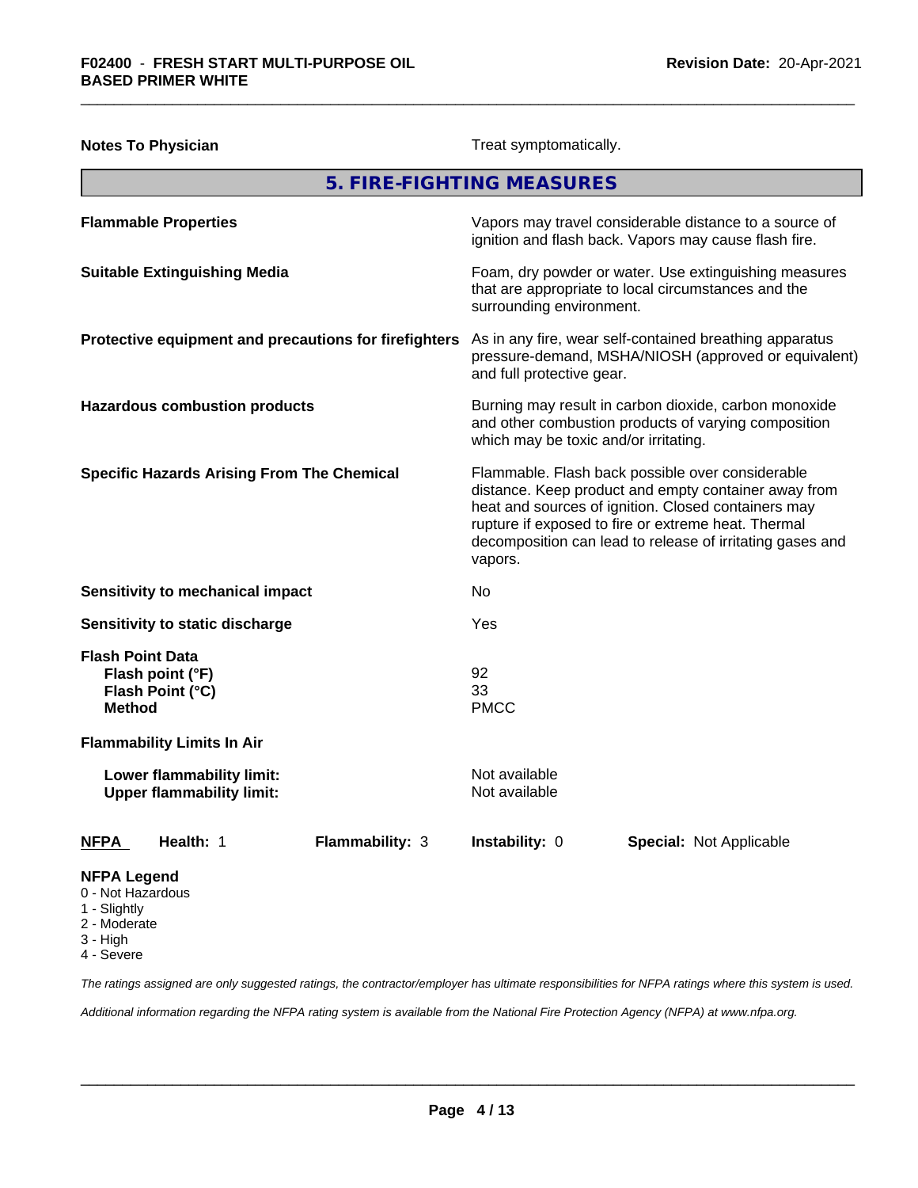**Notes To Physician** Treat symptomatically.

## 5. FIRE-FIGHTING MEASURES

| | |
|---|---|
| **Flammable Properties** | Vapors may travel considerable distance to a source of ignition and flash back. Vapors may cause flash fire. |
| **Suitable Extinguishing Media** | Foam, dry powder or water. Use extinguishing measures that are appropriate to local circumstances and the surrounding environment. |
| **Protective equipment and precautions for firefighters** | As in any fire, wear self-contained breathing apparatus pressure-demand, MSHA/NIOSH (approved or equivalent) and full protective gear. |
| **Hazardous combustion products** | Burning may result in carbon dioxide, carbon monoxide and other combustion products of varying composition which may be toxic and/or irritating. |
| **Specific Hazards Arising From The Chemical** | Flammable. Flash back possible over considerable distance. Keep product and empty container away from heat and sources of ignition. Closed containers may rupture if exposed to fire or extreme heat. Thermal decomposition can lead to release of irritating gases and vapors. |
| **Sensitivity to mechanical impact** | No |
| **Sensitivity to static discharge** | Yes |

**Flash Point Data**

| | |
|---|---|
| **Flash point (°F)** | 92 |
| **Flash Point (°C)** | 33 |
| **Method** | PMCC |

**Flammability Limits In Air**

| | |
|---|---|
| **Lower flammability limit:** | Not available |
| **Upper flammability limit:** | Not available |

| **NFPA** | **Health:** 1 | **Flammability:** 3 | **Instability:** 0 | **Special:** Not Applicable |
|---|---|---|---|---|

**NFPA Legend**
- 0 - Not Hazardous
- 1 - Slightly
- 2 - Moderate
- 3 - High
- 4 - Severe

*The ratings assigned are only suggested ratings, the contractor/employer has ultimate responsibilities for NFPA ratings where this system is used.*

*Additional information regarding the NFPA rating system is available from the National Fire Protection Agency (NFPA) at www.nfpa.org.*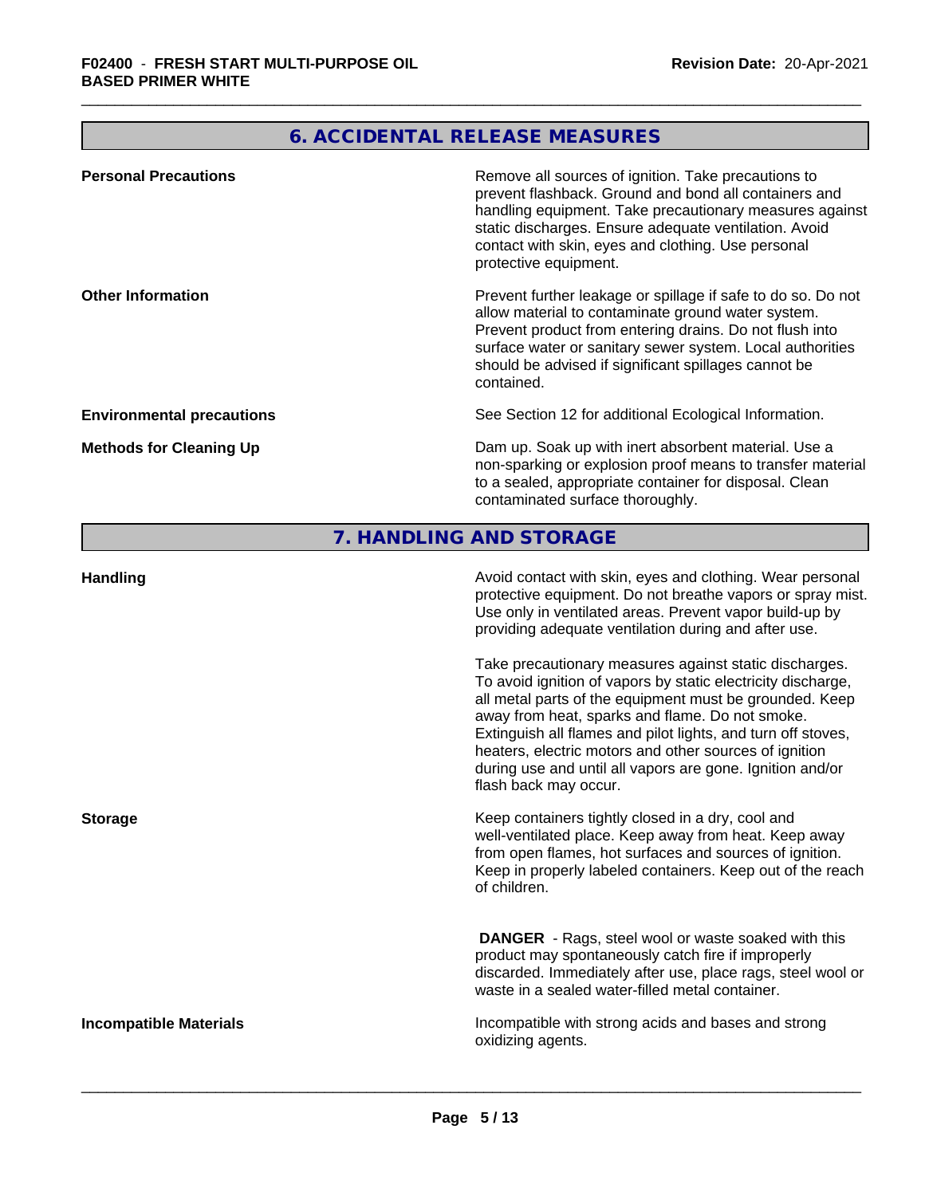## 6. ACCIDENTAL RELEASE MEASURES

| | |
|---|---|
| **Personal Precautions** | Remove all sources of ignition. Take precautions to prevent flashback. Ground and bond all containers and handling equipment. Take precautionary measures against static discharges. Ensure adequate ventilation. Avoid contact with skin, eyes and clothing. Use personal protective equipment. |
| **Other Information** | Prevent further leakage or spillage if safe to do so. Do not allow material to contaminate ground water system. Prevent product from entering drains. Do not flush into surface water or sanitary sewer system. Local authorities should be advised if significant spillages cannot be contained. |
| **Environmental precautions** | See Section 12 for additional Ecological Information. |
| **Methods for Cleaning Up** | Dam up. Soak up with inert absorbent material. Use a non-sparking or explosion proof means to transfer material to a sealed, appropriate container for disposal. Clean contaminated surface thoroughly. |

## 7. HANDLING AND STORAGE

| | |
|---|---|
| **Handling** | Avoid contact with skin, eyes and clothing. Wear personal protective equipment. Do not breathe vapors or spray mist. Use only in ventilated areas. Prevent vapor build-up by providing adequate ventilation during and after use.<br><br>Take precautionary measures against static discharges. To avoid ignition of vapors by static electricity discharge, all metal parts of the equipment must be grounded. Keep away from heat, sparks and flame. Do not smoke. Extinguish all flames and pilot lights, and turn off stoves, heaters, electric motors and other sources of ignition during use and until all vapors are gone. Ignition and/or flash back may occur. |
| **Storage** | Keep containers tightly closed in a dry, cool and well-ventilated place. Keep away from heat. Keep away from open flames, hot surfaces and sources of ignition. Keep in properly labeled containers. Keep out of the reach of children.<br><br>**DANGER** - Rags, steel wool or waste soaked with this product may spontaneously catch fire if improperly discarded. Immediately after use, place rags, steel wool or waste in a sealed water-filled metal container. |
| **Incompatible Materials** | Incompatible with strong acids and bases and strong oxidizing agents. |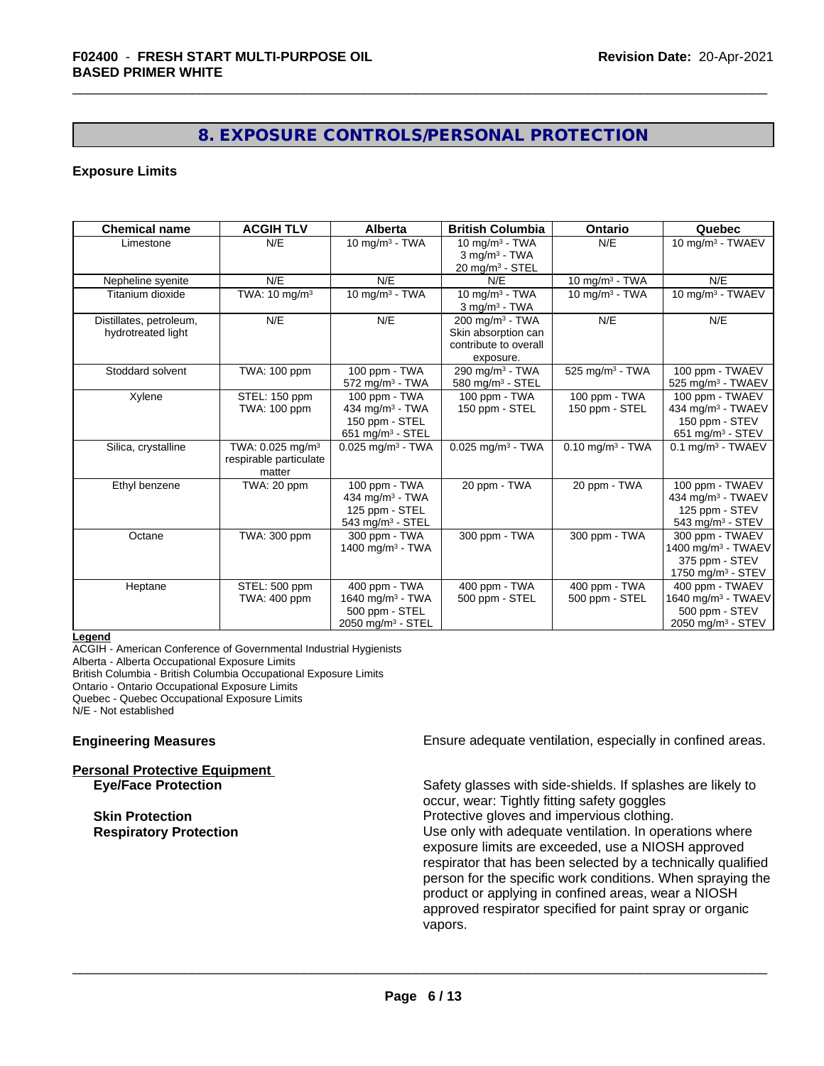# 8. EXPOSURE CONTROLS/PERSONAL PROTECTION

### Exposure Limits

| Chemical name | ACGIH TLV | Alberta | British Columbia | Ontario | Quebec |
|---|---|---|---|---|---|
| Limestone | N/E | 10 mg/m³ - TWA | 10 mg/m³ - TWA<br>3 mg/m³ - TWA<br>20 mg/m³ - STEL | N/E | 10 mg/m³ - TWAEV |
| Nepheline syenite | N/E | N/E | N/E | 10 mg/m³ - TWA | N/E |
| Titanium dioxide | TWA: 10 mg/m³ | 10 mg/m³ - TWA | 10 mg/m³ - TWA<br>3 mg/m³ - TWA | 10 mg/m³ - TWA | 10 mg/m³ - TWAEV |
| Distillates, petroleum, hydrotreated light | N/E | N/E | 200 mg/m³ - TWA<br>Skin absorption can contribute to overall exposure. | N/E | N/E |
| Stoddard solvent | TWA: 100 ppm | 100 ppm - TWA<br>572 mg/m³ - TWA | 290 mg/m³ - TWA<br>580 mg/m³ - STEL | 525 mg/m³ - TWA | 100 ppm - TWAEV<br>525 mg/m³ - TWAEV |
| Xylene | STEL: 150 ppm<br>TWA: 100 ppm | 100 ppm - TWA<br>434 mg/m³ - TWA<br>150 ppm - STEL<br>651 mg/m³ - STEL | 100 ppm - TWA<br>150 ppm - STEL | 100 ppm - TWA<br>150 ppm - STEL | 100 ppm - TWAEV<br>434 mg/m³ - TWAEV<br>150 ppm - STEV<br>651 mg/m³ - STEV |
| Silica, crystalline | TWA: 0.025 mg/m³ respirable particulate matter | 0.025 mg/m³ - TWA | 0.025 mg/m³ - TWA | 0.10 mg/m³ - TWA | 0.1 mg/m³ - TWAEV |
| Ethyl benzene | TWA: 20 ppm | 100 ppm - TWA<br>434 mg/m³ - TWA<br>125 ppm - STEL<br>543 mg/m³ - STEL | 20 ppm - TWA | 20 ppm - TWA | 100 ppm - TWAEV<br>434 mg/m³ - TWAEV<br>125 ppm - STEV<br>543 mg/m³ - STEV |
| Octane | TWA: 300 ppm | 300 ppm - TWA<br>1400 mg/m³ - TWA | 300 ppm - TWA | 300 ppm - TWA | 300 ppm - TWAEV<br>1400 mg/m³ - TWAEV<br>375 ppm - STEV<br>1750 mg/m³ - STEV |
| Heptane | STEL: 500 ppm<br>TWA: 400 ppm | 400 ppm - TWA<br>1640 mg/m³ - TWA<br>500 ppm - STEL<br>2050 mg/m³ - STEL | 400 ppm - TWA<br>500 ppm - STEL | 400 ppm - TWA<br>500 ppm - STEL | 400 ppm - TWAEV<br>1640 mg/m³ - TWAEV<br>500 ppm - STEV<br>2050 mg/m³ - STEV |

**Legend**

ACGIH - American Conference of Governmental Industrial Hygienists
Alberta - Alberta Occupational Exposure Limits
British Columbia - British Columbia Occupational Exposure Limits
Ontario - Ontario Occupational Exposure Limits
Quebec - Quebec Occupational Exposure Limits
N/E - Not established

**Engineering Measures** Ensure adequate ventilation, especially in confined areas.

**Personal Protective Equipment**

**Eye/Face Protection** Safety glasses with side-shields. If splashes are likely to occur, wear: Tightly fitting safety goggles

**Skin Protection** Protective gloves and impervious clothing.

**Respiratory Protection** Use only with adequate ventilation. In operations where exposure limits are exceeded, use a NIOSH approved respirator that has been selected by a technically qualified person for the specific work conditions. When spraying the product or applying in confined areas, wear a NIOSH approved respirator specified for paint spray or organic vapors.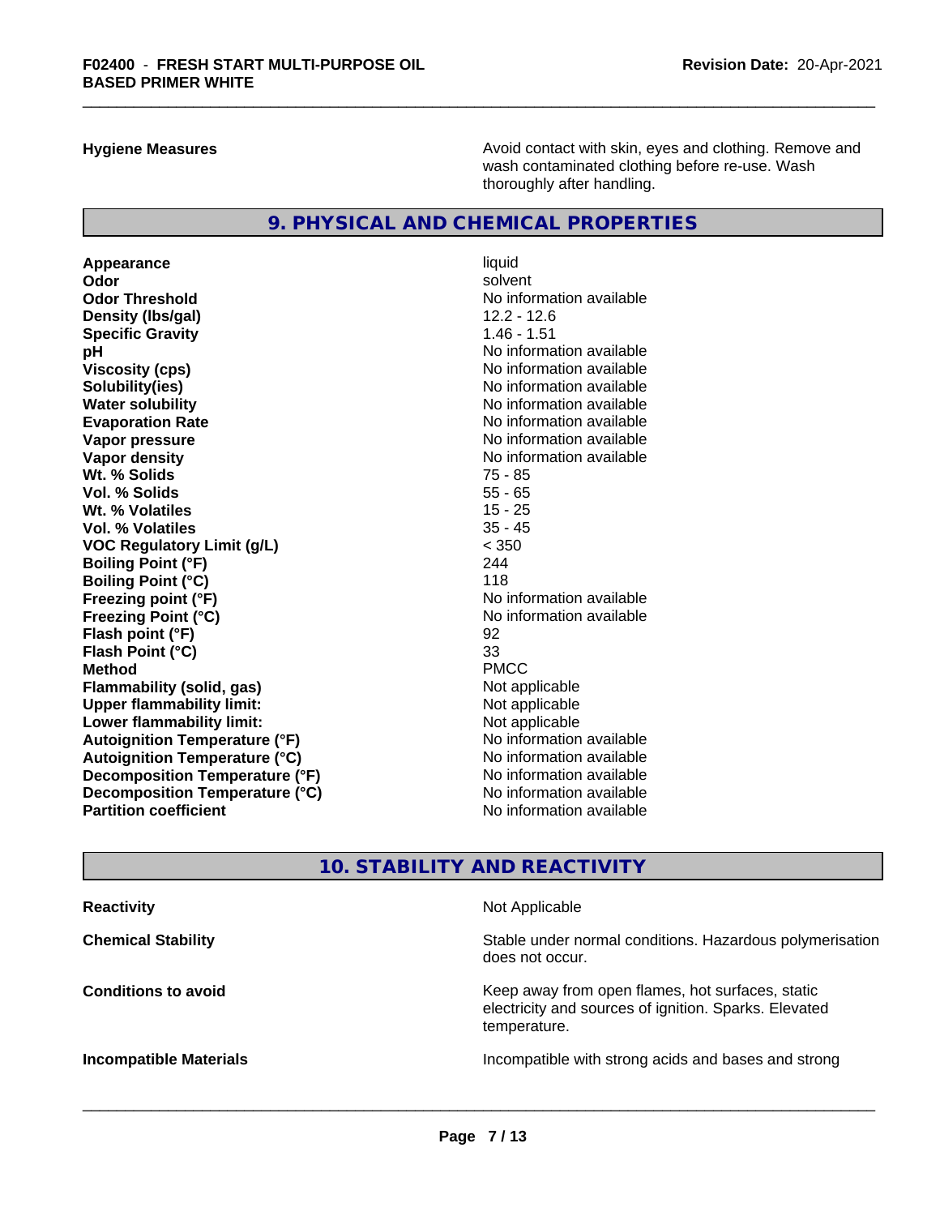| | |
|---|---|
| **Hygiene Measures** | Avoid contact with skin, eyes and clothing. Remove and wash contaminated clothing before re-use. Wash thoroughly after handling. |

## 9. PHYSICAL AND CHEMICAL PROPERTIES

| | |
|---|---|
| **Appearance** | liquid |
| **Odor** | solvent |
| **Odor Threshold** | No information available |
| **Density (lbs/gal)** | 12.2 - 12.6 |
| **Specific Gravity** | 1.46 - 1.51 |
| **pH** | No information available |
| **Viscosity (cps)** | No information available |
| **Solubility(ies)** | No information available |
| **Water solubility** | No information available |
| **Evaporation Rate** | No information available |
| **Vapor pressure** | No information available |
| **Vapor density** | No information available |
| **Wt. % Solids** | 75 - 85 |
| **Vol. % Solids** | 55 - 65 |
| **Wt. % Volatiles** | 15 - 25 |
| **Vol. % Volatiles** | 35 - 45 |
| **VOC Regulatory Limit (g/L)** | < 350 |
| **Boiling Point (°F)** | 244 |
| **Boiling Point (°C)** | 118 |
| **Freezing point (°F)** | No information available |
| **Freezing Point (°C)** | No information available |
| **Flash point (°F)** | 92 |
| **Flash Point (°C)** | 33 |
| **Method** | PMCC |
| **Flammability (solid, gas)** | Not applicable |
| **Upper flammability limit:** | Not applicable |
| **Lower flammability limit:** | Not applicable |
| **Autoignition Temperature (°F)** | No information available |
| **Autoignition Temperature (°C)** | No information available |
| **Decomposition Temperature (°F)** | No information available |
| **Decomposition Temperature (°C)** | No information available |
| **Partition coefficient** | No information available |

## 10. STABILITY AND REACTIVITY

| | |
|---|---|
| **Reactivity** | Not Applicable |
| **Chemical Stability** | Stable under normal conditions. Hazardous polymerisation does not occur. |
| **Conditions to avoid** | Keep away from open flames, hot surfaces, static electricity and sources of ignition. Sparks. Elevated temperature. |
| **Incompatible Materials** | Incompatible with strong acids and bases and strong |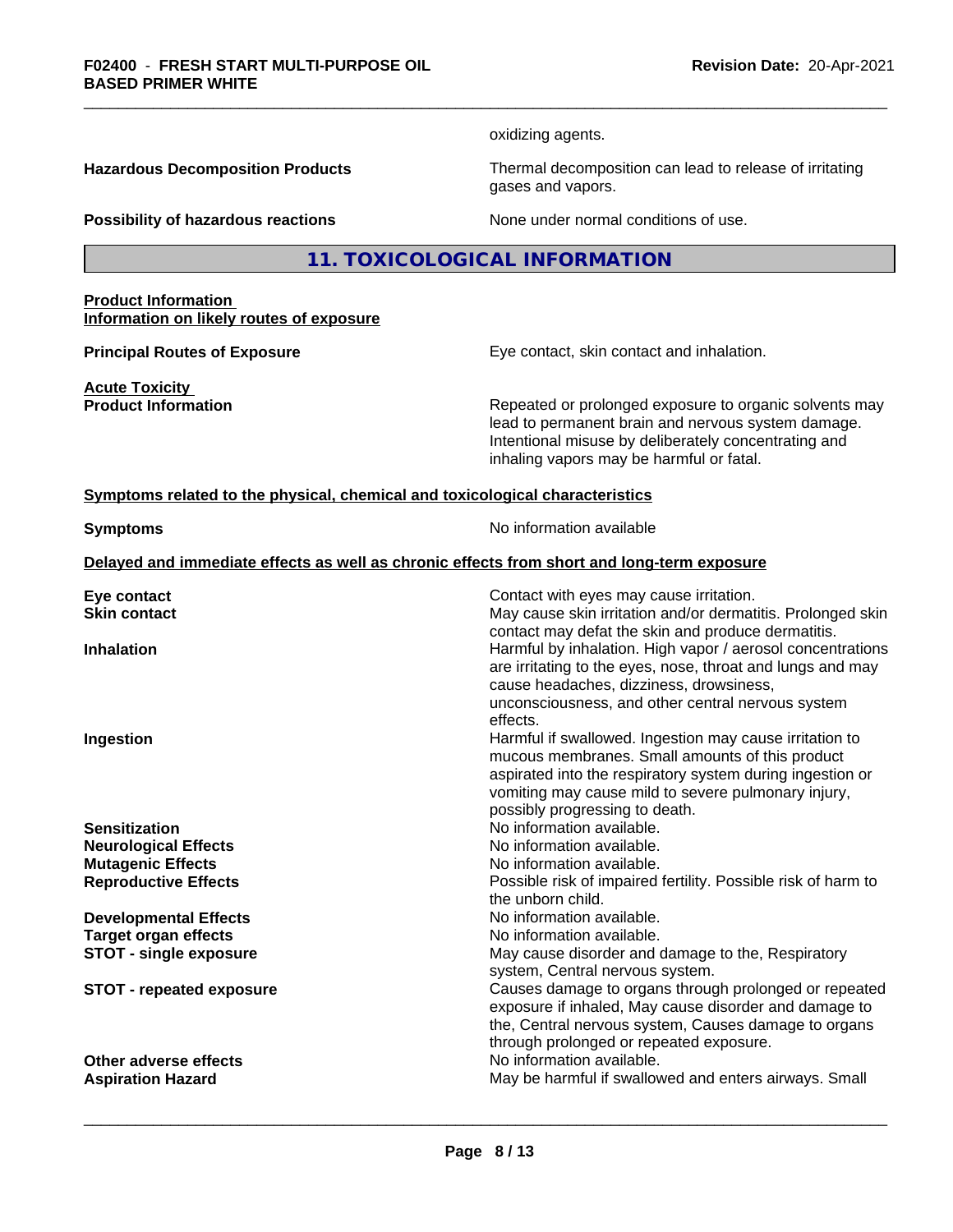oxidizing agents.

**Hazardous Decomposition Products** Thermal decomposition can lead to release of irritating gases and vapors.

**Possibility of hazardous reactions** None under normal conditions of use.

## 11. TOXICOLOGICAL INFORMATION

**Product Information**
**Information on likely routes of exposure**

**Principal Routes of Exposure** Eye contact, skin contact and inhalation.

**Acute Toxicity**
**Product Information** Repeated or prolonged exposure to organic solvents may lead to permanent brain and nervous system damage. Intentional misuse by deliberately concentrating and inhaling vapors may be harmful or fatal.

**Symptoms related to the physical, chemical and toxicological characteristics**

**Symptoms** No information available

**Delayed and immediate effects as well as chronic effects from short and long-term exposure**

**Eye contact** Contact with eyes may cause irritation.

**Skin contact** May cause skin irritation and/or dermatitis. Prolonged skin contact may defat the skin and produce dermatitis.

**Inhalation** Harmful by inhalation. High vapor / aerosol concentrations are irritating to the eyes, nose, throat and lungs and may cause headaches, dizziness, drowsiness, unconsciousness, and other central nervous system effects.

**Ingestion** Harmful if swallowed. Ingestion may cause irritation to mucous membranes. Small amounts of this product aspirated into the respiratory system during ingestion or vomiting may cause mild to severe pulmonary injury, possibly progressing to death.

**Sensitization** No information available.

**Neurological Effects** No information available.

**Mutagenic Effects** No information available.

**Reproductive Effects** Possible risk of impaired fertility. Possible risk of harm to the unborn child.

**Developmental Effects** No information available.

**Target organ effects** No information available.

**STOT - single exposure** May cause disorder and damage to the, Respiratory system, Central nervous system.

**STOT - repeated exposure** Causes damage to organs through prolonged or repeated exposure if inhaled, May cause disorder and damage to the, Central nervous system, Causes damage to organs through prolonged or repeated exposure.

**Other adverse effects** No information available.

**Aspiration Hazard** May be harmful if swallowed and enters airways. Small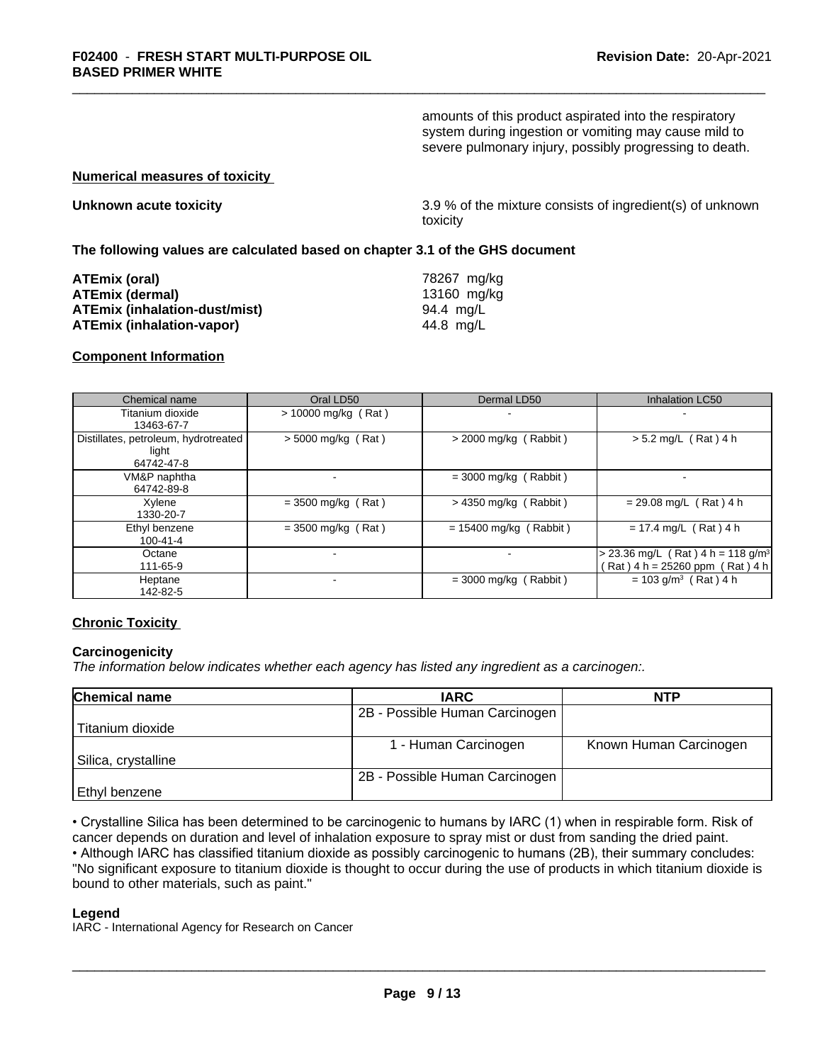amounts of this product aspirated into the respiratory system during ingestion or vomiting may cause mild to severe pulmonary injury, possibly progressing to death.

**Numerical measures of toxicity**

**Unknown acute toxicity** 3.9 % of the mixture consists of ingredient(s) of unknown toxicity

**The following values are calculated based on chapter 3.1 of the GHS document**

| | |
|---|---|
| **ATEmix (oral)** | 78267 mg/kg |
| **ATEmix (dermal)** | 13160 mg/kg |
| **ATEmix (inhalation-dust/mist)** | 94.4 mg/L |
| **ATEmix (inhalation-vapor)** | 44.8 mg/L |

**Component Information**

| Chemical name | Oral LD50 | Dermal LD50 | Inhalation LC50 |
|---|---|---|---|
| Titanium dioxide 13463-67-7 | > 10000 mg/kg ( Rat ) | - | - |
| Distillates, petroleum, hydrotreated light 64742-47-8 | > 5000 mg/kg ( Rat ) | > 2000 mg/kg ( Rabbit ) | > 5.2 mg/L ( Rat ) 4 h |
| VM&P naphtha 64742-89-8 | - | = 3000 mg/kg ( Rabbit ) | - |
| Xylene 1330-20-7 | = 3500 mg/kg ( Rat ) | > 4350 mg/kg ( Rabbit ) | = 29.08 mg/L ( Rat ) 4 h |
| Ethyl benzene 100-41-4 | = 3500 mg/kg ( Rat ) | = 15400 mg/kg ( Rabbit ) | = 17.4 mg/L ( Rat ) 4 h |
| Octane 111-65-9 | - | - | > 23.36 mg/L ( Rat ) 4 h = 118 g/m³ ( Rat ) 4 h = 25260 ppm ( Rat ) 4 h |
| Heptane 142-82-5 | - | = 3000 mg/kg ( Rabbit ) | = 103 g/m³ ( Rat ) 4 h |

**Chronic Toxicity**

**Carcinogenicity**

*The information below indicates whether each agency has listed any ingredient as a carcinogen:.*

| Chemical name | IARC | NTP |
|---|---|---|
| Titanium dioxide | 2B - Possible Human Carcinogen | |
| Silica, crystalline | 1 - Human Carcinogen | Known Human Carcinogen |
| Ethyl benzene | 2B - Possible Human Carcinogen | |

• Crystalline Silica has been determined to be carcinogenic to humans by IARC (1) when in respirable form. Risk of cancer depends on duration and level of inhalation exposure to spray mist or dust from sanding the dried paint.
• Although IARC has classified titanium dioxide as possibly carcinogenic to humans (2B), their summary concludes: "No significant exposure to titanium dioxide is thought to occur during the use of products in which titanium dioxide is bound to other materials, such as paint."

**Legend**

IARC - International Agency for Research on Cancer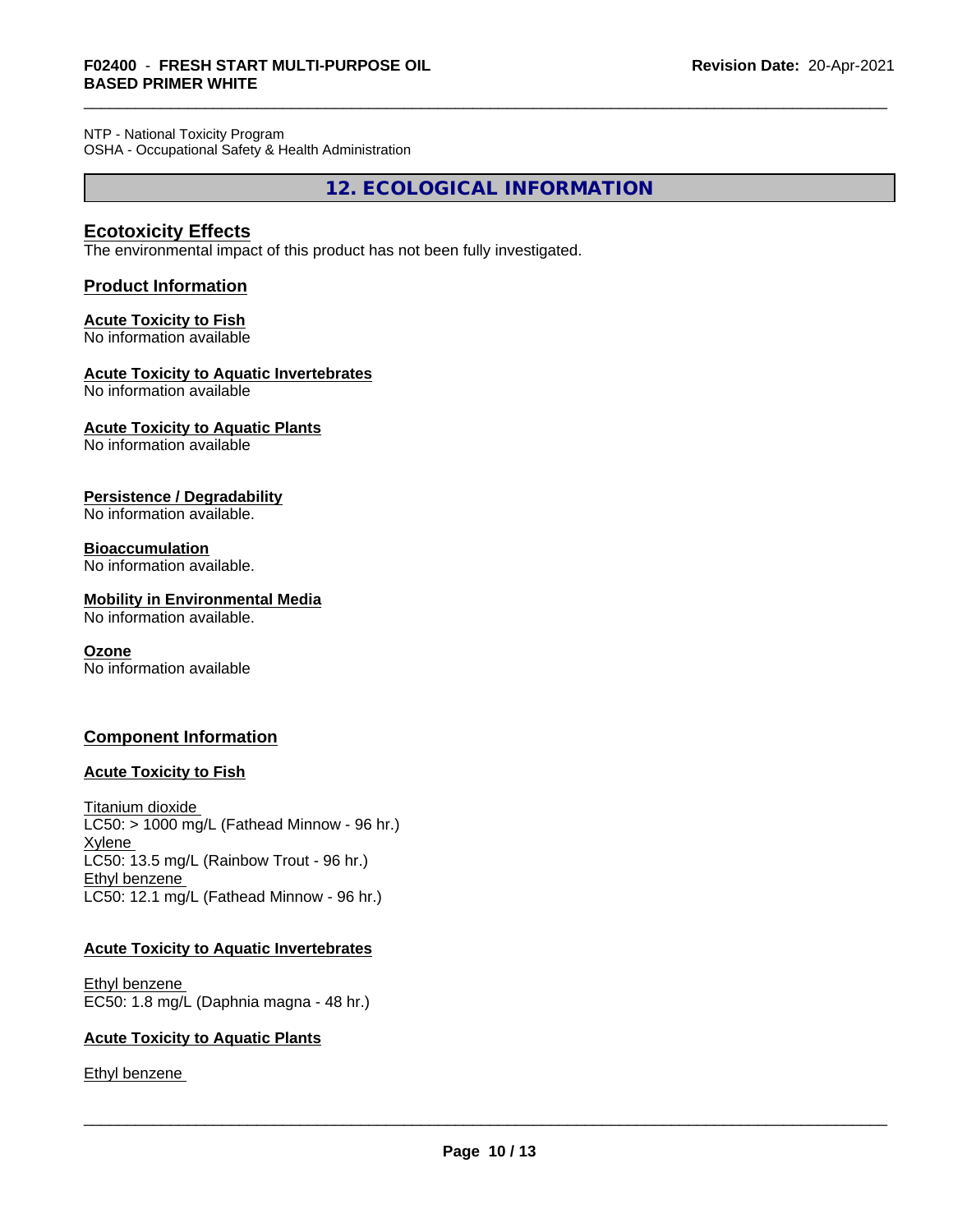NTP - National Toxicity Program
OSHA - Occupational Safety & Health Administration

## 12. ECOLOGICAL INFORMATION

### Ecotoxicity Effects

The environmental impact of this product has not been fully investigated.

### Product Information

**Acute Toxicity to Fish**
No information available

**Acute Toxicity to Aquatic Invertebrates**
No information available

**Acute Toxicity to Aquatic Plants**
No information available

**Persistence / Degradability**
No information available.

**Bioaccumulation**
No information available.

**Mobility in Environmental Media**
No information available.

**Ozone**
No information available

### Component Information

**Acute Toxicity to Fish**

Titanium dioxide
LC50: > 1000 mg/L (Fathead Minnow - 96 hr.)
Xylene
LC50: 13.5 mg/L (Rainbow Trout - 96 hr.)
Ethyl benzene
LC50: 12.1 mg/L (Fathead Minnow - 96 hr.)

**Acute Toxicity to Aquatic Invertebrates**

Ethyl benzene
EC50: 1.8 mg/L (Daphnia magna - 48 hr.)

**Acute Toxicity to Aquatic Plants**

Ethyl benzene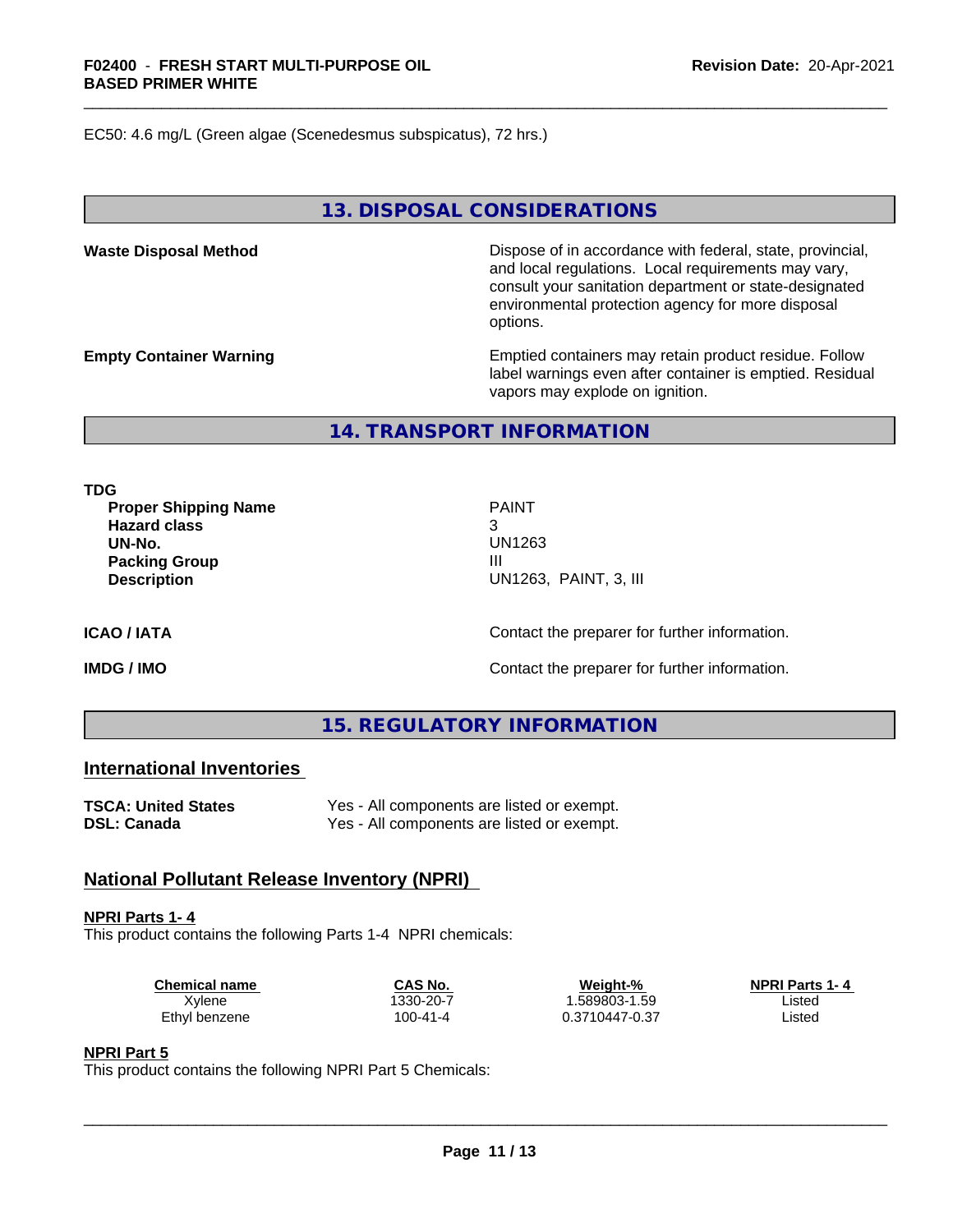EC50: 4.6 mg/L (Green algae (Scenedesmus subspicatus), 72 hrs.)

## 13. DISPOSAL CONSIDERATIONS

**Waste Disposal Method**

Dispose of in accordance with federal, state, provincial, and local regulations. Local requirements may vary, consult your sanitation department or state-designated environmental protection agency for more disposal options.

**Empty Container Warning**

Emptied containers may retain product residue. Follow label warnings even after container is emptied. Residual vapors may explode on ignition.

## 14. TRANSPORT INFORMATION

**TDG**

| | |
|---|---|
| **Proper Shipping Name** | PAINT |
| **Hazard class** | 3 |
| **UN-No.** | UN1263 |
| **Packing Group** | III |
| **Description** | UN1263, PAINT, 3, III |

**ICAO / IATA** Contact the preparer for further information.

**IMDG / IMO** Contact the preparer for further information.

## 15. REGULATORY INFORMATION

### International Inventories

**TSCA: United States** Yes - All components are listed or exempt.
**DSL: Canada** Yes - All components are listed or exempt.

### National Pollutant Release Inventory (NPRI)

**NPRI Parts 1- 4**

This product contains the following Parts 1-4 NPRI chemicals:

| Chemical name | CAS No. | Weight-% | NPRI Parts 1- 4 |
|---|---|---|---|
| Xylene | 1330-20-7 | 1.589803-1.59 | Listed |
| Ethyl benzene | 100-41-4 | 0.3710447-0.37 | Listed |

**NPRI Part 5**

This product contains the following NPRI Part 5 Chemicals: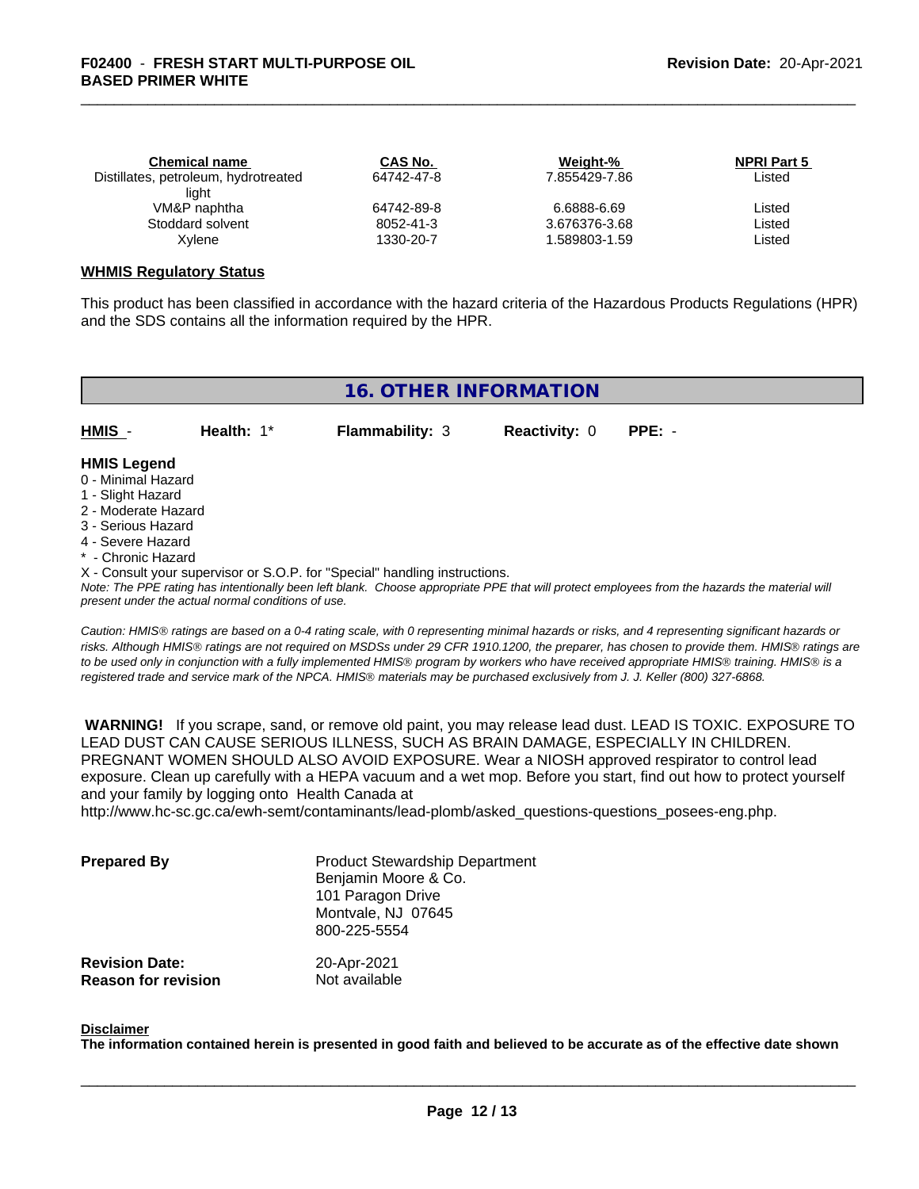| Chemical name | CAS No. | Weight-% | NPRI Part 5 |
|---|---|---|---|
| Distillates, petroleum, hydrotreated light | 64742-47-8 | 7.855429-7.86 | Listed |
| VM&P naphtha | 64742-89-8 | 6.6888-6.69 | Listed |
| Stoddard solvent | 8052-41-3 | 3.676376-3.68 | Listed |
| Xylene | 1330-20-7 | 1.589803-1.59 | Listed |

**WHMIS Regulatory Status**

This product has been classified in accordance with the hazard criteria of the Hazardous Products Regulations (HPR) and the SDS contains all the information required by the HPR.

## 16. OTHER INFORMATION

| **HMIS** - | **Health:** 1* | **Flammability:** 3 | **Reactivity:** 0 | **PPE:** - |
|---|---|---|---|---|

**HMIS Legend**

0 - Minimal Hazard
1 - Slight Hazard
2 - Moderate Hazard
3 - Serious Hazard
4 - Severe Hazard
* - Chronic Hazard
X - Consult your supervisor or S.O.P. for "Special" handling instructions.

*Note: The PPE rating has intentionally been left blank. Choose appropriate PPE that will protect employees from the hazards the material will present under the actual normal conditions of use.*

*Caution: HMIS® ratings are based on a 0-4 rating scale, with 0 representing minimal hazards or risks, and 4 representing significant hazards or risks. Although HMIS® ratings are not required on MSDSs under 29 CFR 1910.1200, the preparer, has chosen to provide them. HMIS® ratings are to be used only in conjunction with a fully implemented HMIS® program by workers who have received appropriate HMIS® training. HMIS® is a registered trade and service mark of the NPCA. HMIS® materials may be purchased exclusively from J. J. Keller (800) 327-6868.*

**WARNING!** If you scrape, sand, or remove old paint, you may release lead dust. LEAD IS TOXIC. EXPOSURE TO LEAD DUST CAN CAUSE SERIOUS ILLNESS, SUCH AS BRAIN DAMAGE, ESPECIALLY IN CHILDREN. PREGNANT WOMEN SHOULD ALSO AVOID EXPOSURE. Wear a NIOSH approved respirator to control lead exposure. Clean up carefully with a HEPA vacuum and a wet mop. Before you start, find out how to protect yourself and your family by logging onto Health Canada at http://www.hc-sc.gc.ca/ewh-semt/contaminants/lead-plomb/asked_questions-questions_posees-eng.php.

**Prepared By**
Product Stewardship Department
Benjamin Moore & Co.
101 Paragon Drive
Montvale, NJ 07645
800-225-5554

**Revision Date:** 20-Apr-2021
**Reason for revision** Not available

**Disclaimer**

**The information contained herein is presented in good faith and believed to be accurate as of the effective date shown**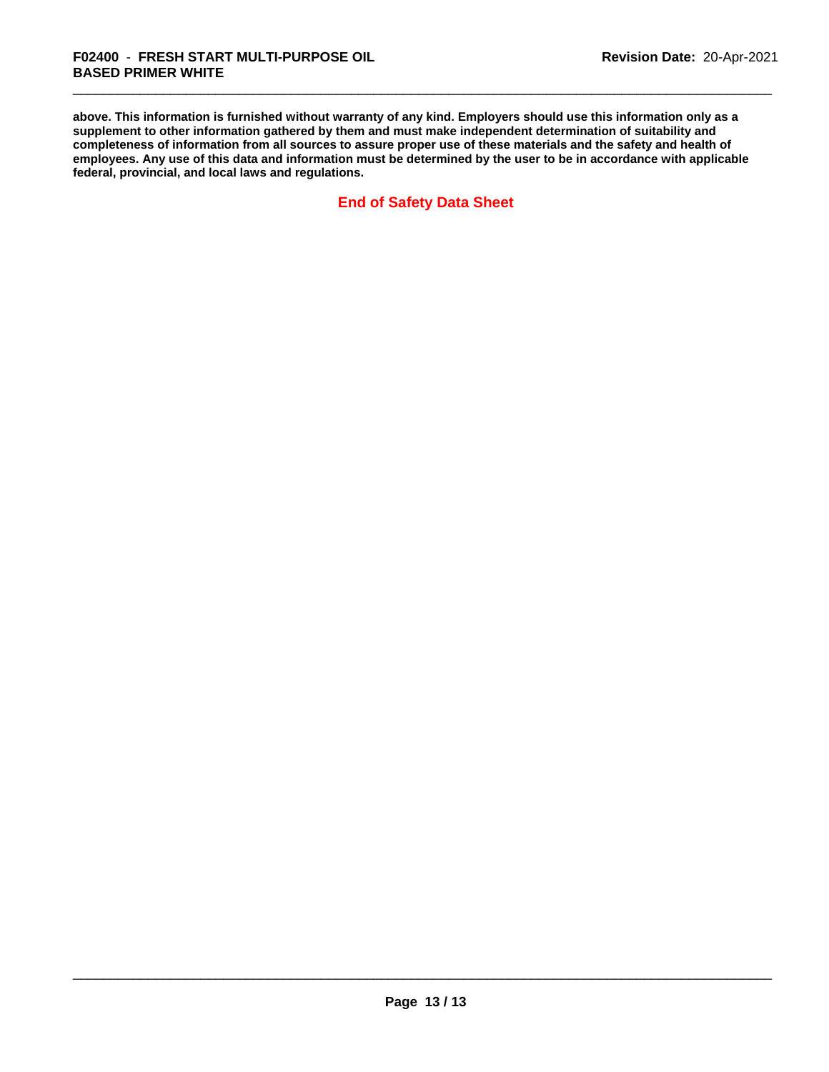**above. This information is furnished without warranty of any kind. Employers should use this information only as a supplement to other information gathered by them and must make independent determination of suitability and completeness of information from all sources to assure proper use of these materials and the safety and health of employees. Any use of this data and information must be determined by the user to be in accordance with applicable federal, provincial, and local laws and regulations.**

**End of Safety Data Sheet**